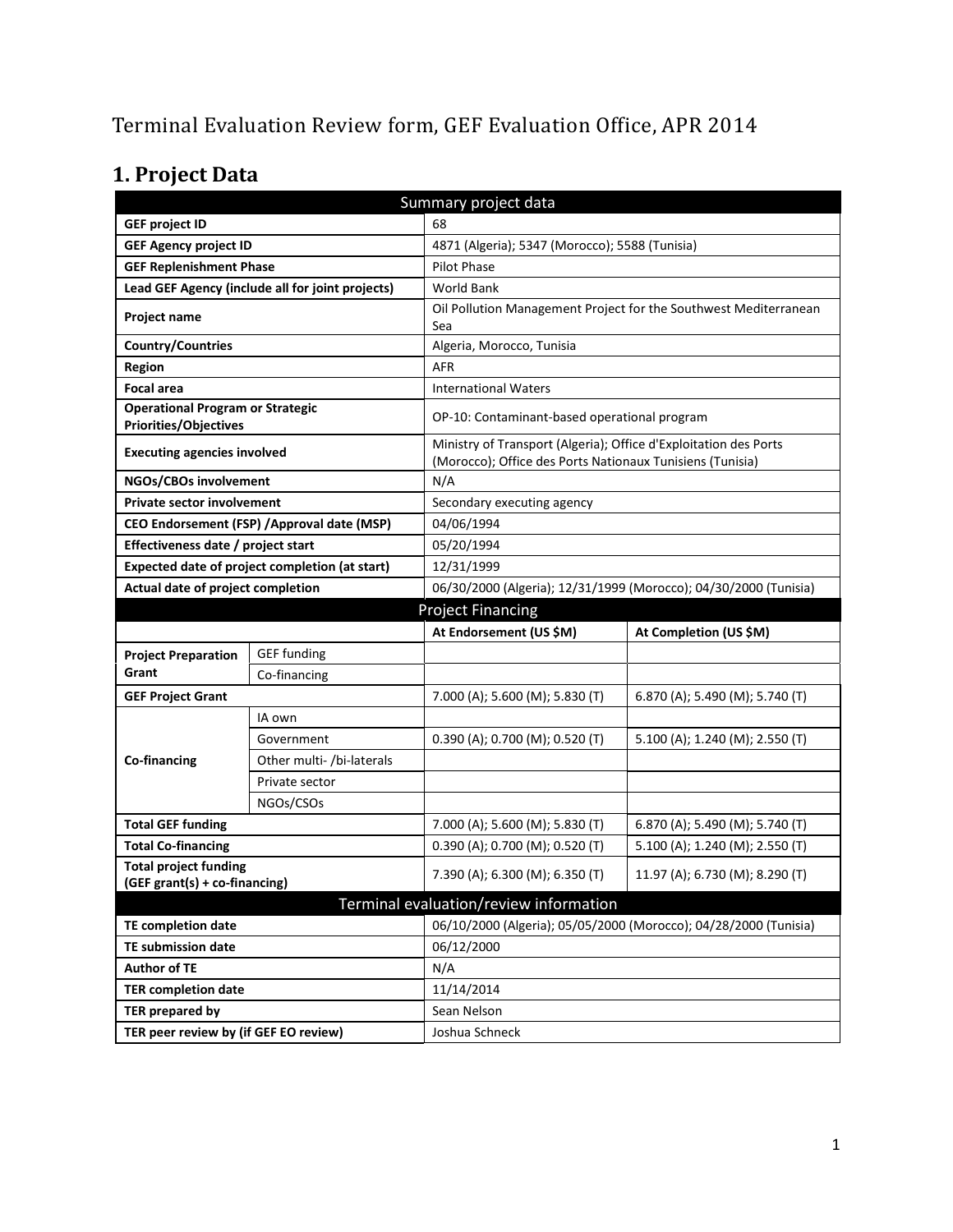Terminal Evaluation Review form, GEF Evaluation Office, APR 2014

# 1. Project Data

| Summary project data | | | |
|---|---|---|---|
| **GEF project ID** | | 68 | |
| **GEF Agency project ID** | | 4871 (Algeria); 5347 (Morocco); 5588 (Tunisia) | |
| **GEF Replenishment Phase** | | Pilot Phase | |
| **Lead GEF Agency (include all for joint projects)** | | World Bank | |
| **Project name** | | Oil Pollution Management Project for the Southwest Mediterranean Sea | |
| **Country/Countries** | | Algeria, Morocco, Tunisia | |
| **Region** | | AFR | |
| **Focal area** | | International Waters | |
| **Operational Program or Strategic Priorities/Objectives** | | OP-10: Contaminant-based operational program | |
| **Executing agencies involved** | | Ministry of Transport (Algeria); Office d'Exploitation des Ports (Morocco); Office des Ports Nationaux Tunisiens (Tunisia) | |
| **NGOs/CBOs involvement** | | N/A | |
| **Private sector involvement** | | Secondary executing agency | |
| **CEO Endorsement (FSP) /Approval date (MSP)** | | 04/06/1994 | |
| **Effectiveness date / project start** | | 05/20/1994 | |
| **Expected date of project completion (at start)** | | 12/31/1999 | |
| **Actual date of project completion** | | 06/30/2000 (Algeria); 12/31/1999 (Morocco); 04/30/2000 (Tunisia) | |
| Project Financing | | | |
| | | **At Endorsement (US $M)** | **At Completion (US $M)** |
| **Project Preparation Grant** | GEF funding | | |
| | Co-financing | | |
| **GEF Project Grant** | | 7.000 (A); 5.600 (M); 5.830 (T) | 6.870 (A); 5.490 (M); 5.740 (T) |
| **Co-financing** | IA own | | |
| | Government | 0.390 (A); 0.700 (M); 0.520 (T) | 5.100 (A); 1.240 (M); 2.550 (T) |
| | Other multi- /bi-laterals | | |
| | Private sector | | |
| | NGOs/CSOs | | |
| **Total GEF funding** | | 7.000 (A); 5.600 (M); 5.830 (T) | 6.870 (A); 5.490 (M); 5.740 (T) |
| **Total Co-financing** | | 0.390 (A); 0.700 (M); 0.520 (T) | 5.100 (A); 1.240 (M); 2.550 (T) |
| **Total project funding (GEF grant(s) + co-financing)** | | 7.390 (A); 6.300 (M); 6.350 (T) | 11.97 (A); 6.730 (M); 8.290 (T) |
| Terminal evaluation/review information | | | |
| **TE completion date** | | 06/10/2000 (Algeria); 05/05/2000 (Morocco); 04/28/2000 (Tunisia) | |
| **TE submission date** | | 06/12/2000 | |
| **Author of TE** | | N/A | |
| **TER completion date** | | 11/14/2014 | |
| **TER prepared by** | | Sean Nelson | |
| **TER peer review by (if GEF EO review)** | | Joshua Schneck | |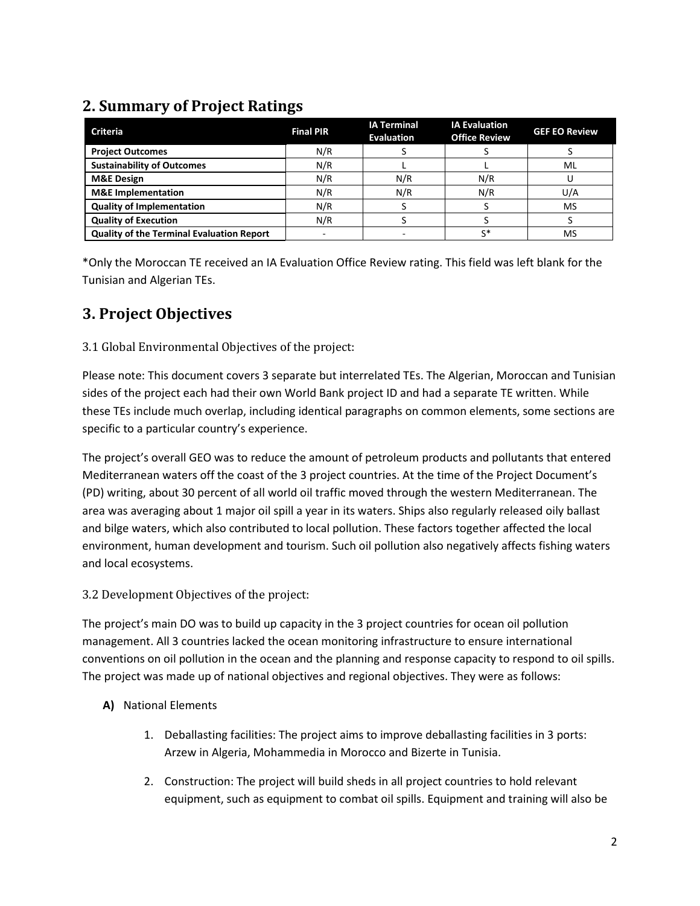## 2. Summary of Project Ratings

| Criteria | Final PIR | IA Terminal Evaluation | IA Evaluation Office Review | GEF EO Review |
|---|---|---|---|---|
| **Project Outcomes** | N/R | S | S | S |
| **Sustainability of Outcomes** | N/R | L | L | ML |
| **M&E Design** | N/R | N/R | N/R | U |
| **M&E Implementation** | N/R | N/R | N/R | U/A |
| **Quality of Implementation** | N/R | S | S | MS |
| **Quality of Execution** | N/R | S | S | S |
| **Quality of the Terminal Evaluation Report** | - | - | S* | MS |

*Only the Moroccan TE received an IA Evaluation Office Review rating. This field was left blank for the Tunisian and Algerian TEs.

## 3. Project Objectives

### 3.1 Global Environmental Objectives of the project:

Please note: This document covers 3 separate but interrelated TEs. The Algerian, Moroccan and Tunisian sides of the project each had their own World Bank project ID and had a separate TE written. While these TEs include much overlap, including identical paragraphs on common elements, some sections are specific to a particular country's experience.

The project's overall GEO was to reduce the amount of petroleum products and pollutants that entered Mediterranean waters off the coast of the 3 project countries. At the time of the Project Document's (PD) writing, about 30 percent of all world oil traffic moved through the western Mediterranean. The area was averaging about 1 major oil spill a year in its waters. Ships also regularly released oily ballast and bilge waters, which also contributed to local pollution. These factors together affected the local environment, human development and tourism. Such oil pollution also negatively affects fishing waters and local ecosystems.

### 3.2 Development Objectives of the project:

The project's main DO was to build up capacity in the 3 project countries for ocean oil pollution management. All 3 countries lacked the ocean monitoring infrastructure to ensure international conventions on oil pollution in the ocean and the planning and response capacity to respond to oil spills. The project was made up of national objectives and regional objectives. They were as follows:

**A)** National Elements

1. Deballasting facilities: The project aims to improve deballasting facilities in 3 ports: Arzew in Algeria, Mohammedia in Morocco and Bizerte in Tunisia.
2. Construction: The project will build sheds in all project countries to hold relevant equipment, such as equipment to combat oil spills. Equipment and training will also be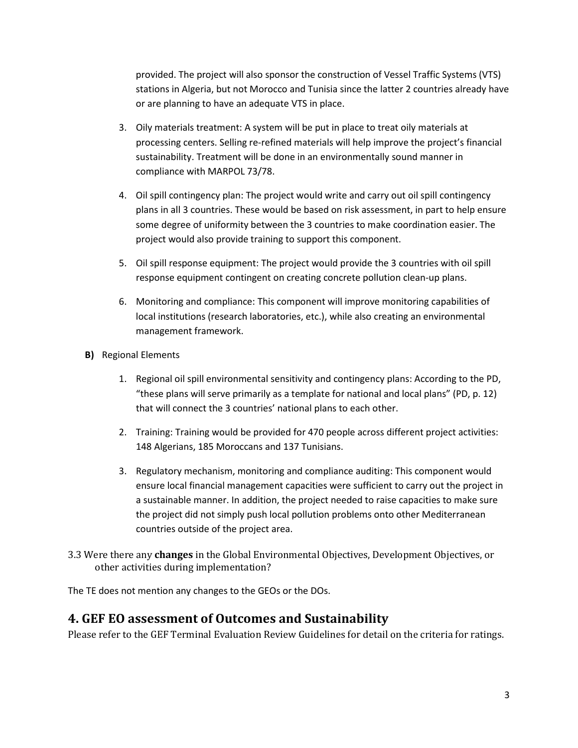provided. The project will also sponsor the construction of Vessel Traffic Systems (VTS) stations in Algeria, but not Morocco and Tunisia since the latter 2 countries already have or are planning to have an adequate VTS in place.

3. Oily materials treatment: A system will be put in place to treat oily materials at processing centers. Selling re-refined materials will help improve the project's financial sustainability. Treatment will be done in an environmentally sound manner in compliance with MARPOL 73/78.

4. Oil spill contingency plan: The project would write and carry out oil spill contingency plans in all 3 countries. These would be based on risk assessment, in part to help ensure some degree of uniformity between the 3 countries to make coordination easier. The project would also provide training to support this component.

5. Oil spill response equipment: The project would provide the 3 countries with oil spill response equipment contingent on creating concrete pollution clean-up plans.

6. Monitoring and compliance: This component will improve monitoring capabilities of local institutions (research laboratories, etc.), while also creating an environmental management framework.

**B)** Regional Elements

1. Regional oil spill environmental sensitivity and contingency plans: According to the PD, "these plans will serve primarily as a template for national and local plans" (PD, p. 12) that will connect the 3 countries' national plans to each other.

2. Training: Training would be provided for 470 people across different project activities: 148 Algerians, 185 Moroccans and 137 Tunisians.

3. Regulatory mechanism, monitoring and compliance auditing: This component would ensure local financial management capacities were sufficient to carry out the project in a sustainable manner. In addition, the project needed to raise capacities to make sure the project did not simply push local pollution problems onto other Mediterranean countries outside of the project area.

3.3 Were there any **changes** in the Global Environmental Objectives, Development Objectives, or other activities during implementation?

The TE does not mention any changes to the GEOs or the DOs.

## 4. GEF EO assessment of Outcomes and Sustainability

Please refer to the GEF Terminal Evaluation Review Guidelines for detail on the criteria for ratings.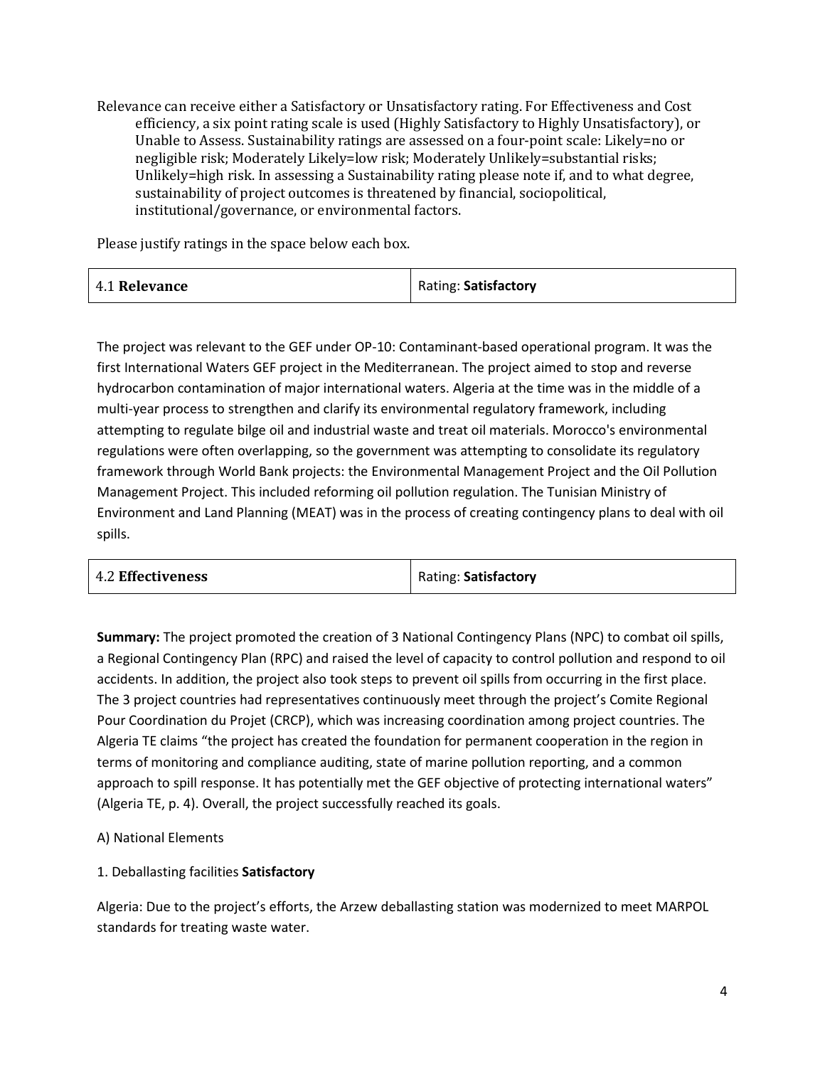Relevance can receive either a Satisfactory or Unsatisfactory rating. For Effectiveness and Cost efficiency, a six point rating scale is used (Highly Satisfactory to Highly Unsatisfactory), or Unable to Assess. Sustainability ratings are assessed on a four-point scale: Likely=no or negligible risk; Moderately Likely=low risk; Moderately Unlikely=substantial risks; Unlikely=high risk. In assessing a Sustainability rating please note if, and to what degree, sustainability of project outcomes is threatened by financial, sociopolitical, institutional/governance, or environmental factors.

Please justify ratings in the space below each box.

| 4.1 **Relevance** | Rating: **Satisfactory** |
|---|---|

The project was relevant to the GEF under OP-10: Contaminant-based operational program. It was the first International Waters GEF project in the Mediterranean. The project aimed to stop and reverse hydrocarbon contamination of major international waters. Algeria at the time was in the middle of a multi-year process to strengthen and clarify its environmental regulatory framework, including attempting to regulate bilge oil and industrial waste and treat oil materials. Morocco's environmental regulations were often overlapping, so the government was attempting to consolidate its regulatory framework through World Bank projects: the Environmental Management Project and the Oil Pollution Management Project. This included reforming oil pollution regulation. The Tunisian Ministry of Environment and Land Planning (MEAT) was in the process of creating contingency plans to deal with oil spills.

| 4.2 **Effectiveness** | Rating: **Satisfactory** |
|---|---|

**Summary:** The project promoted the creation of 3 National Contingency Plans (NPC) to combat oil spills, a Regional Contingency Plan (RPC) and raised the level of capacity to control pollution and respond to oil accidents. In addition, the project also took steps to prevent oil spills from occurring in the first place. The 3 project countries had representatives continuously meet through the project's Comite Regional Pour Coordination du Projet (CRCP), which was increasing coordination among project countries. The Algeria TE claims "the project has created the foundation for permanent cooperation in the region in terms of monitoring and compliance auditing, state of marine pollution reporting, and a common approach to spill response. It has potentially met the GEF objective of protecting international waters" (Algeria TE, p. 4). Overall, the project successfully reached its goals.

A) National Elements

1. Deballasting facilities **Satisfactory**

Algeria: Due to the project's efforts, the Arzew deballasting station was modernized to meet MARPOL standards for treating waste water.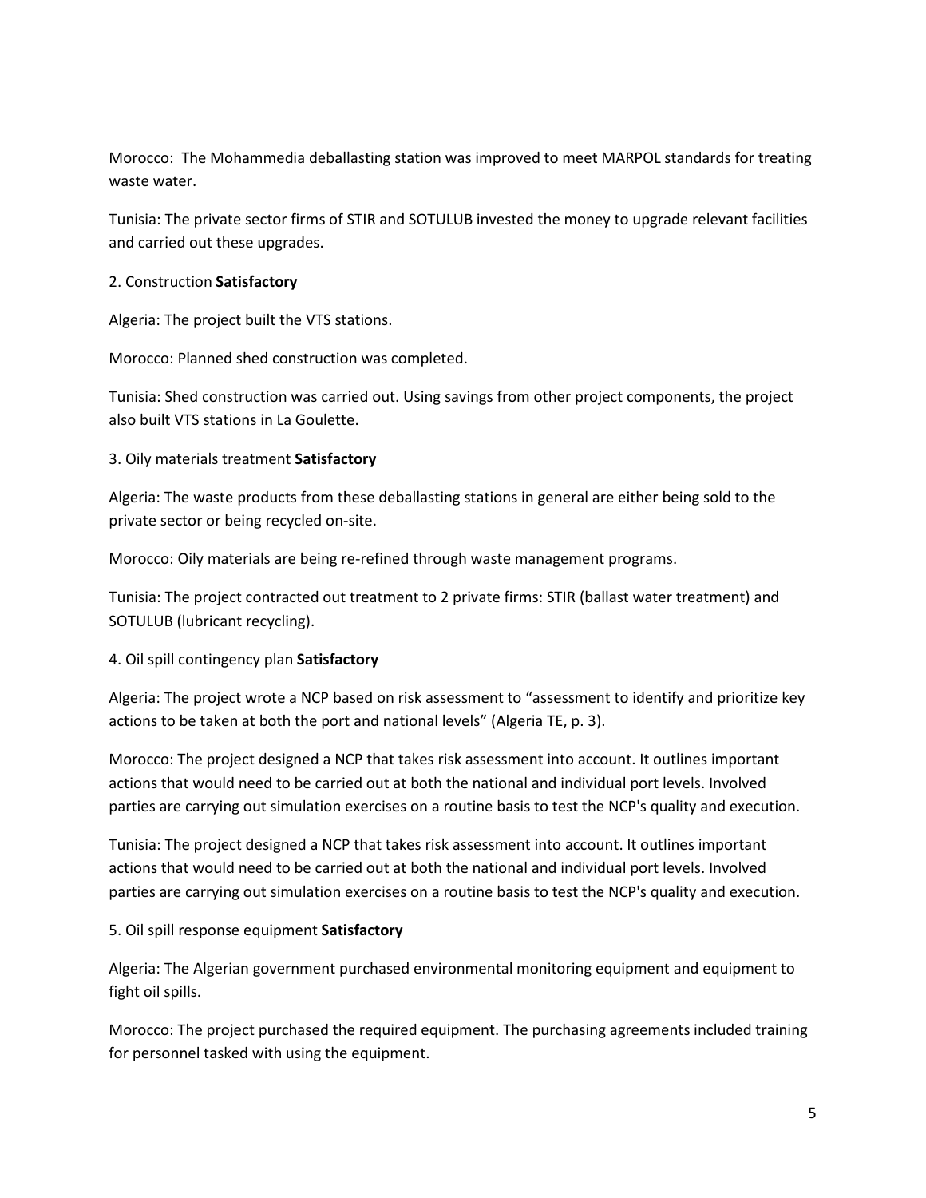Morocco: The Mohammedia deballasting station was improved to meet MARPOL standards for treating waste water.

Tunisia: The private sector firms of STIR and SOTULUB invested the money to upgrade relevant facilities and carried out these upgrades.

2. Construction **Satisfactory**

Algeria: The project built the VTS stations.

Morocco: Planned shed construction was completed.

Tunisia: Shed construction was carried out. Using savings from other project components, the project also built VTS stations in La Goulette.

3. Oily materials treatment **Satisfactory**

Algeria: The waste products from these deballasting stations in general are either being sold to the private sector or being recycled on-site.

Morocco: Oily materials are being re-refined through waste management programs.

Tunisia: The project contracted out treatment to 2 private firms: STIR (ballast water treatment) and SOTULUB (lubricant recycling).

4. Oil spill contingency plan **Satisfactory**

Algeria: The project wrote a NCP based on risk assessment to "assessment to identify and prioritize key actions to be taken at both the port and national levels" (Algeria TE, p. 3).

Morocco: The project designed a NCP that takes risk assessment into account. It outlines important actions that would need to be carried out at both the national and individual port levels. Involved parties are carrying out simulation exercises on a routine basis to test the NCP's quality and execution.

Tunisia: The project designed a NCP that takes risk assessment into account. It outlines important actions that would need to be carried out at both the national and individual port levels. Involved parties are carrying out simulation exercises on a routine basis to test the NCP's quality and execution.

5. Oil spill response equipment **Satisfactory**

Algeria: The Algerian government purchased environmental monitoring equipment and equipment to fight oil spills.

Morocco: The project purchased the required equipment. The purchasing agreements included training for personnel tasked with using the equipment.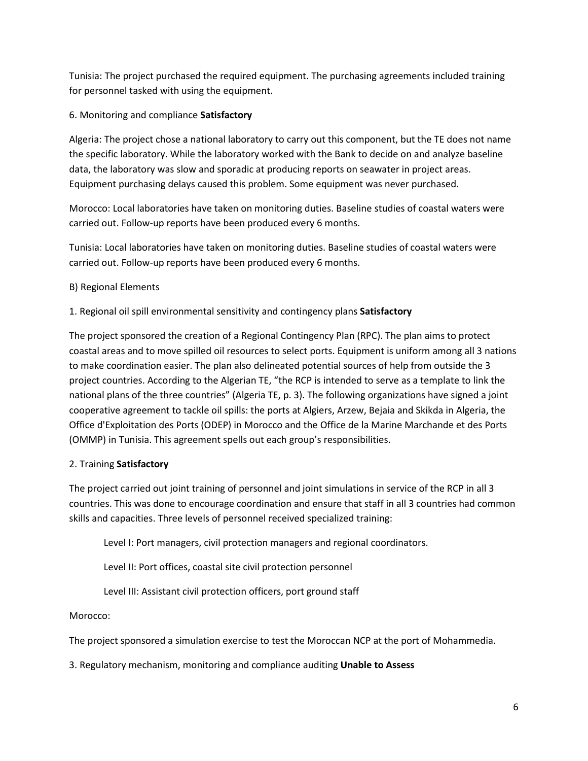Tunisia: The project purchased the required equipment. The purchasing agreements included training for personnel tasked with using the equipment.

6. Monitoring and compliance **Satisfactory**

Algeria: The project chose a national laboratory to carry out this component, but the TE does not name the specific laboratory. While the laboratory worked with the Bank to decide on and analyze baseline data, the laboratory was slow and sporadic at producing reports on seawater in project areas. Equipment purchasing delays caused this problem. Some equipment was never purchased.

Morocco: Local laboratories have taken on monitoring duties. Baseline studies of coastal waters were carried out. Follow-up reports have been produced every 6 months.

Tunisia: Local laboratories have taken on monitoring duties. Baseline studies of coastal waters were carried out. Follow-up reports have been produced every 6 months.

B) Regional Elements

1. Regional oil spill environmental sensitivity and contingency plans **Satisfactory**

The project sponsored the creation of a Regional Contingency Plan (RPC). The plan aims to protect coastal areas and to move spilled oil resources to select ports. Equipment is uniform among all 3 nations to make coordination easier. The plan also delineated potential sources of help from outside the 3 project countries. According to the Algerian TE, "the RCP is intended to serve as a template to link the national plans of the three countries" (Algeria TE, p. 3). The following organizations have signed a joint cooperative agreement to tackle oil spills: the ports at Algiers, Arzew, Bejaia and Skikda in Algeria, the Office d'Exploitation des Ports (ODEP) in Morocco and the Office de la Marine Marchande et des Ports (OMMP) in Tunisia. This agreement spells out each group's responsibilities.

2. Training **Satisfactory**

The project carried out joint training of personnel and joint simulations in service of the RCP in all 3 countries. This was done to encourage coordination and ensure that staff in all 3 countries had common skills and capacities. Three levels of personnel received specialized training:

Level I: Port managers, civil protection managers and regional coordinators.

Level II: Port offices, coastal site civil protection personnel

Level III: Assistant civil protection officers, port ground staff

Morocco:

The project sponsored a simulation exercise to test the Moroccan NCP at the port of Mohammedia.

3. Regulatory mechanism, monitoring and compliance auditing **Unable to Assess**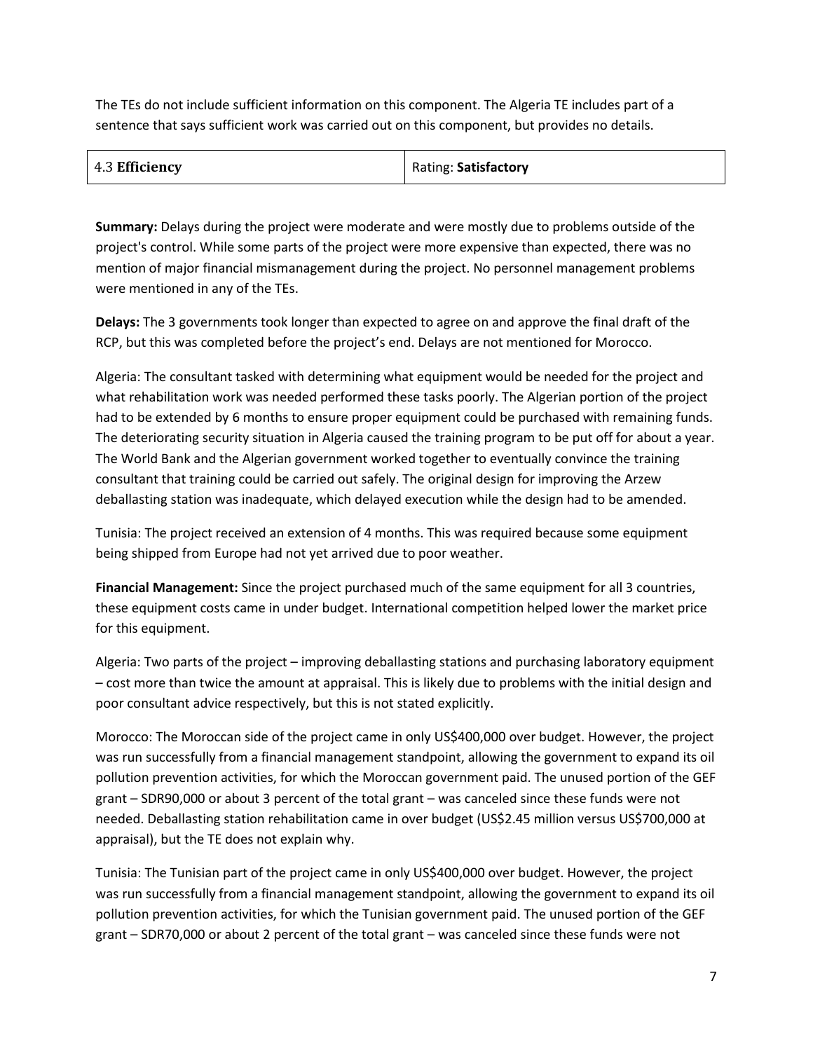The TEs do not include sufficient information on this component. The Algeria TE includes part of a sentence that says sufficient work was carried out on this component, but provides no details.

| 4.3 **Efficiency** | Rating: **Satisfactory** |
| --- | --- |

**Summary:** Delays during the project were moderate and were mostly due to problems outside of the project's control. While some parts of the project were more expensive than expected, there was no mention of major financial mismanagement during the project. No personnel management problems were mentioned in any of the TEs.

**Delays:** The 3 governments took longer than expected to agree on and approve the final draft of the RCP, but this was completed before the project's end. Delays are not mentioned for Morocco.

Algeria: The consultant tasked with determining what equipment would be needed for the project and what rehabilitation work was needed performed these tasks poorly. The Algerian portion of the project had to be extended by 6 months to ensure proper equipment could be purchased with remaining funds. The deteriorating security situation in Algeria caused the training program to be put off for about a year. The World Bank and the Algerian government worked together to eventually convince the training consultant that training could be carried out safely. The original design for improving the Arzew deballasting station was inadequate, which delayed execution while the design had to be amended.

Tunisia: The project received an extension of 4 months. This was required because some equipment being shipped from Europe had not yet arrived due to poor weather.

**Financial Management:** Since the project purchased much of the same equipment for all 3 countries, these equipment costs came in under budget. International competition helped lower the market price for this equipment.

Algeria: Two parts of the project – improving deballasting stations and purchasing laboratory equipment – cost more than twice the amount at appraisal. This is likely due to problems with the initial design and poor consultant advice respectively, but this is not stated explicitly.

Morocco: The Moroccan side of the project came in only US$400,000 over budget. However, the project was run successfully from a financial management standpoint, allowing the government to expand its oil pollution prevention activities, for which the Moroccan government paid. The unused portion of the GEF grant – SDR90,000 or about 3 percent of the total grant – was canceled since these funds were not needed. Deballasting station rehabilitation came in over budget (US$2.45 million versus US$700,000 at appraisal), but the TE does not explain why.

Tunisia: The Tunisian part of the project came in only US$400,000 over budget. However, the project was run successfully from a financial management standpoint, allowing the government to expand its oil pollution prevention activities, for which the Tunisian government paid. The unused portion of the GEF grant – SDR70,000 or about 2 percent of the total grant – was canceled since these funds were not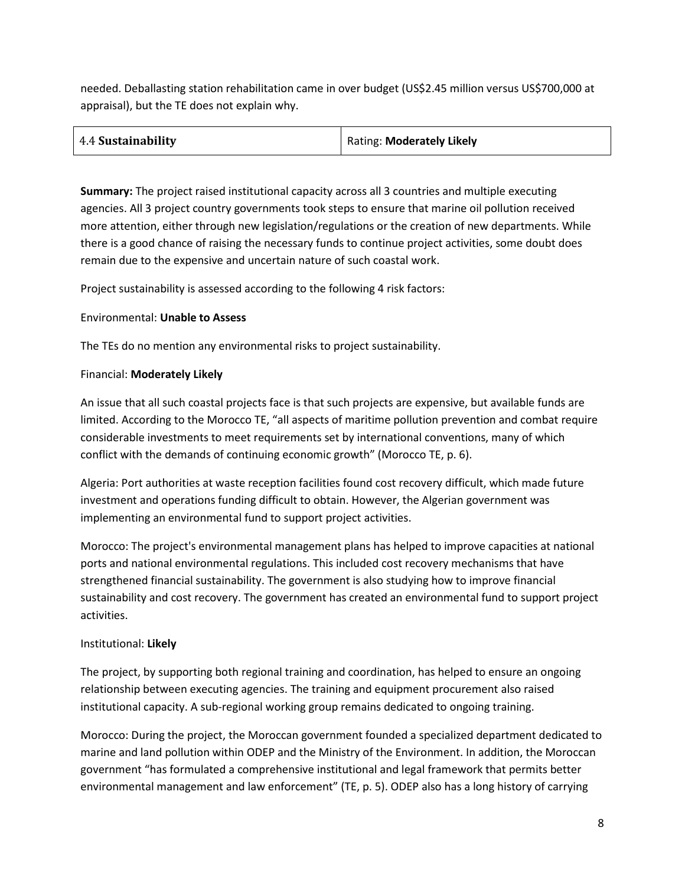needed. Deballasting station rehabilitation came in over budget (US$2.45 million versus US$700,000 at appraisal), but the TE does not explain why.

| 4.4 **Sustainability** | Rating: **Moderately Likely** |
|---|---|

**Summary:** The project raised institutional capacity across all 3 countries and multiple executing agencies. All 3 project country governments took steps to ensure that marine oil pollution received more attention, either through new legislation/regulations or the creation of new departments. While there is a good chance of raising the necessary funds to continue project activities, some doubt does remain due to the expensive and uncertain nature of such coastal work.

Project sustainability is assessed according to the following 4 risk factors:

Environmental: **Unable to Assess**

The TEs do no mention any environmental risks to project sustainability.

Financial: **Moderately Likely**

An issue that all such coastal projects face is that such projects are expensive, but available funds are limited. According to the Morocco TE, "all aspects of maritime pollution prevention and combat require considerable investments to meet requirements set by international conventions, many of which conflict with the demands of continuing economic growth" (Morocco TE, p. 6).

Algeria: Port authorities at waste reception facilities found cost recovery difficult, which made future investment and operations funding difficult to obtain. However, the Algerian government was implementing an environmental fund to support project activities.

Morocco: The project's environmental management plans has helped to improve capacities at national ports and national environmental regulations. This included cost recovery mechanisms that have strengthened financial sustainability. The government is also studying how to improve financial sustainability and cost recovery. The government has created an environmental fund to support project activities.

Institutional: **Likely**

The project, by supporting both regional training and coordination, has helped to ensure an ongoing relationship between executing agencies. The training and equipment procurement also raised institutional capacity. A sub-regional working group remains dedicated to ongoing training.

Morocco: During the project, the Moroccan government founded a specialized department dedicated to marine and land pollution within ODEP and the Ministry of the Environment. In addition, the Moroccan government "has formulated a comprehensive institutional and legal framework that permits better environmental management and law enforcement" (TE, p. 5). ODEP also has a long history of carrying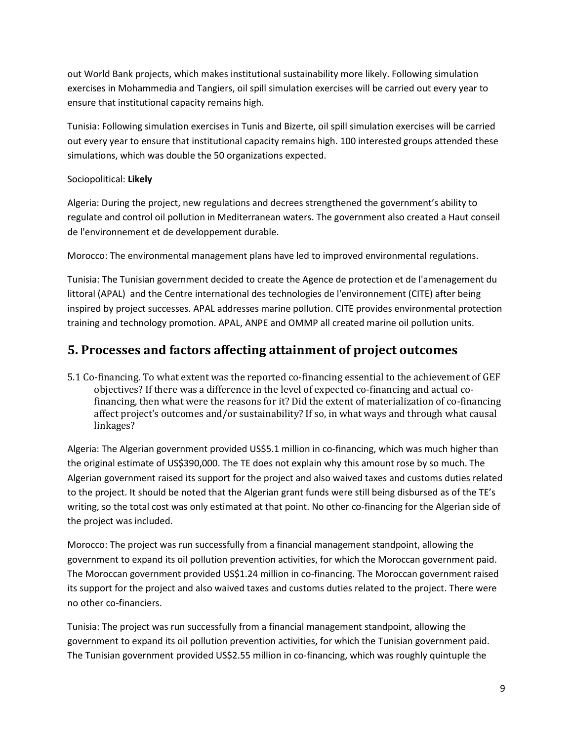out World Bank projects, which makes institutional sustainability more likely. Following simulation exercises in Mohammedia and Tangiers, oil spill simulation exercises will be carried out every year to ensure that institutional capacity remains high.

Tunisia: Following simulation exercises in Tunis and Bizerte, oil spill simulation exercises will be carried out every year to ensure that institutional capacity remains high. 100 interested groups attended these simulations, which was double the 50 organizations expected.

Sociopolitical: **Likely**

Algeria: During the project, new regulations and decrees strengthened the government's ability to regulate and control oil pollution in Mediterranean waters. The government also created a Haut conseil de l'environnement et de developpement durable.

Morocco: The environmental management plans have led to improved environmental regulations.

Tunisia: The Tunisian government decided to create the Agence de protection et de l'amenagement du littoral (APAL) and the Centre international des technologies de l'environnement (CITE) after being inspired by project successes. APAL addresses marine pollution. CITE provides environmental protection training and technology promotion. APAL, ANPE and OMMP all created marine oil pollution units.

## 5. Processes and factors affecting attainment of project outcomes

5.1 Co-financing. To what extent was the reported co-financing essential to the achievement of GEF objectives? If there was a difference in the level of expected co-financing and actual co-financing, then what were the reasons for it? Did the extent of materialization of co-financing affect project's outcomes and/or sustainability? If so, in what ways and through what causal linkages?

Algeria: The Algerian government provided US$5.1 million in co-financing, which was much higher than the original estimate of US$390,000. The TE does not explain why this amount rose by so much. The Algerian government raised its support for the project and also waived taxes and customs duties related to the project. It should be noted that the Algerian grant funds were still being disbursed as of the TE's writing, so the total cost was only estimated at that point. No other co-financing for the Algerian side of the project was included.

Morocco: The project was run successfully from a financial management standpoint, allowing the government to expand its oil pollution prevention activities, for which the Moroccan government paid. The Moroccan government provided US$1.24 million in co-financing. The Moroccan government raised its support for the project and also waived taxes and customs duties related to the project. There were no other co-financiers.

Tunisia: The project was run successfully from a financial management standpoint, allowing the government to expand its oil pollution prevention activities, for which the Tunisian government paid. The Tunisian government provided US$2.55 million in co-financing, which was roughly quintuple the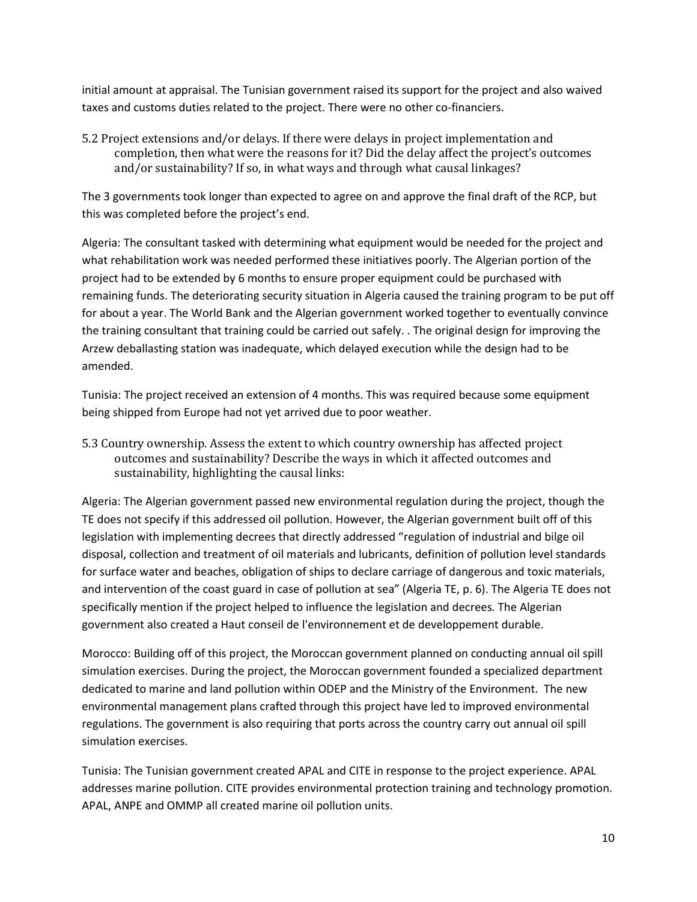initial amount at appraisal. The Tunisian government raised its support for the project and also waived taxes and customs duties related to the project. There were no other co-financiers.

5.2 Project extensions and/or delays. If there were delays in project implementation and completion, then what were the reasons for it? Did the delay affect the project's outcomes and/or sustainability? If so, in what ways and through what causal linkages?

The 3 governments took longer than expected to agree on and approve the final draft of the RCP, but this was completed before the project's end.

Algeria: The consultant tasked with determining what equipment would be needed for the project and what rehabilitation work was needed performed these initiatives poorly. The Algerian portion of the project had to be extended by 6 months to ensure proper equipment could be purchased with remaining funds. The deteriorating security situation in Algeria caused the training program to be put off for about a year. The World Bank and the Algerian government worked together to eventually convince the training consultant that training could be carried out safely. . The original design for improving the Arzew deballasting station was inadequate, which delayed execution while the design had to be amended.

Tunisia: The project received an extension of 4 months. This was required because some equipment being shipped from Europe had not yet arrived due to poor weather.

5.3 Country ownership. Assess the extent to which country ownership has affected project outcomes and sustainability? Describe the ways in which it affected outcomes and sustainability, highlighting the causal links:

Algeria: The Algerian government passed new environmental regulation during the project, though the TE does not specify if this addressed oil pollution. However, the Algerian government built off of this legislation with implementing decrees that directly addressed "regulation of industrial and bilge oil disposal, collection and treatment of oil materials and lubricants, definition of pollution level standards for surface water and beaches, obligation of ships to declare carriage of dangerous and toxic materials, and intervention of the coast guard in case of pollution at sea" (Algeria TE, p. 6). The Algeria TE does not specifically mention if the project helped to influence the legislation and decrees. The Algerian government also created a Haut conseil de l'environnement et de developpement durable.

Morocco: Building off of this project, the Moroccan government planned on conducting annual oil spill simulation exercises. During the project, the Moroccan government founded a specialized department dedicated to marine and land pollution within ODEP and the Ministry of the Environment. The new environmental management plans crafted through this project have led to improved environmental regulations. The government is also requiring that ports across the country carry out annual oil spill simulation exercises.

Tunisia: The Tunisian government created APAL and CITE in response to the project experience. APAL addresses marine pollution. CITE provides environmental protection training and technology promotion. APAL, ANPE and OMMP all created marine oil pollution units.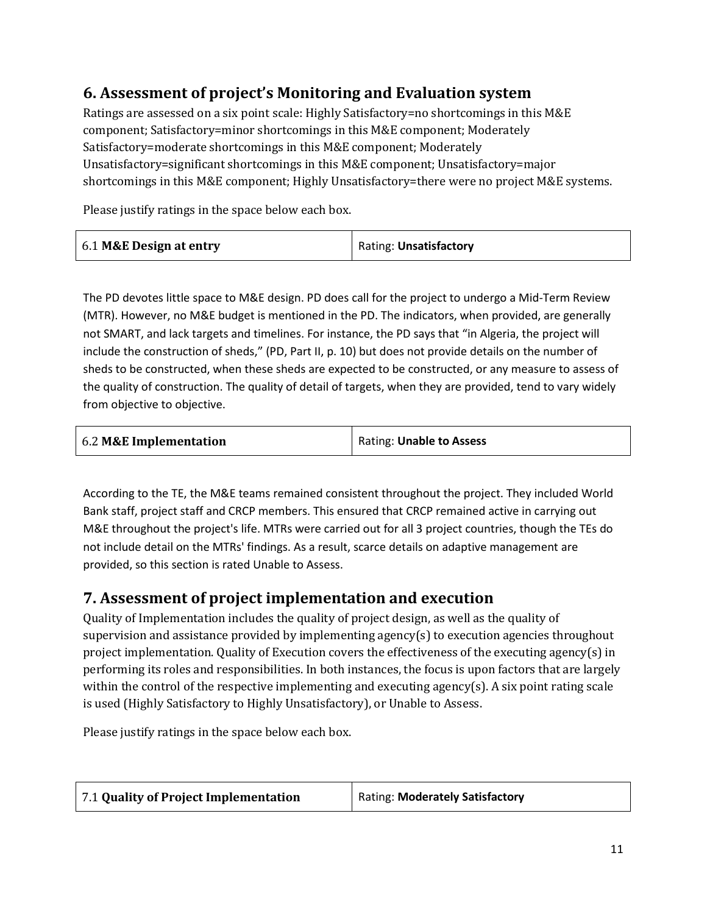## 6. Assessment of project's Monitoring and Evaluation system

Ratings are assessed on a six point scale: Highly Satisfactory=no shortcomings in this M&E component; Satisfactory=minor shortcomings in this M&E component; Moderately Satisfactory=moderate shortcomings in this M&E component; Moderately Unsatisfactory=significant shortcomings in this M&E component; Unsatisfactory=major shortcomings in this M&E component; Highly Unsatisfactory=there were no project M&E systems.

Please justify ratings in the space below each box.

| 6.1 **M&E Design at entry** | Rating: **Unsatisfactory** |
|---|---|

The PD devotes little space to M&E design. PD does call for the project to undergo a Mid-Term Review (MTR). However, no M&E budget is mentioned in the PD. The indicators, when provided, are generally not SMART, and lack targets and timelines. For instance, the PD says that "in Algeria, the project will include the construction of sheds," (PD, Part II, p. 10) but does not provide details on the number of sheds to be constructed, when these sheds are expected to be constructed, or any measure to assess of the quality of construction. The quality of detail of targets, when they are provided, tend to vary widely from objective to objective.

| 6.2 **M&E Implementation** | Rating: **Unable to Assess** |
|---|---|

According to the TE, the M&E teams remained consistent throughout the project. They included World Bank staff, project staff and CRCP members. This ensured that CRCP remained active in carrying out M&E throughout the project's life. MTRs were carried out for all 3 project countries, though the TEs do not include detail on the MTRs' findings. As a result, scarce details on adaptive management are provided, so this section is rated Unable to Assess.

## 7. Assessment of project implementation and execution

Quality of Implementation includes the quality of project design, as well as the quality of supervision and assistance provided by implementing agency(s) to execution agencies throughout project implementation. Quality of Execution covers the effectiveness of the executing agency(s) in performing its roles and responsibilities. In both instances, the focus is upon factors that are largely within the control of the respective implementing and executing agency(s). A six point rating scale is used (Highly Satisfactory to Highly Unsatisfactory), or Unable to Assess.

Please justify ratings in the space below each box.

| 7.1 **Quality of Project Implementation** | Rating: **Moderately Satisfactory** |
|---|---|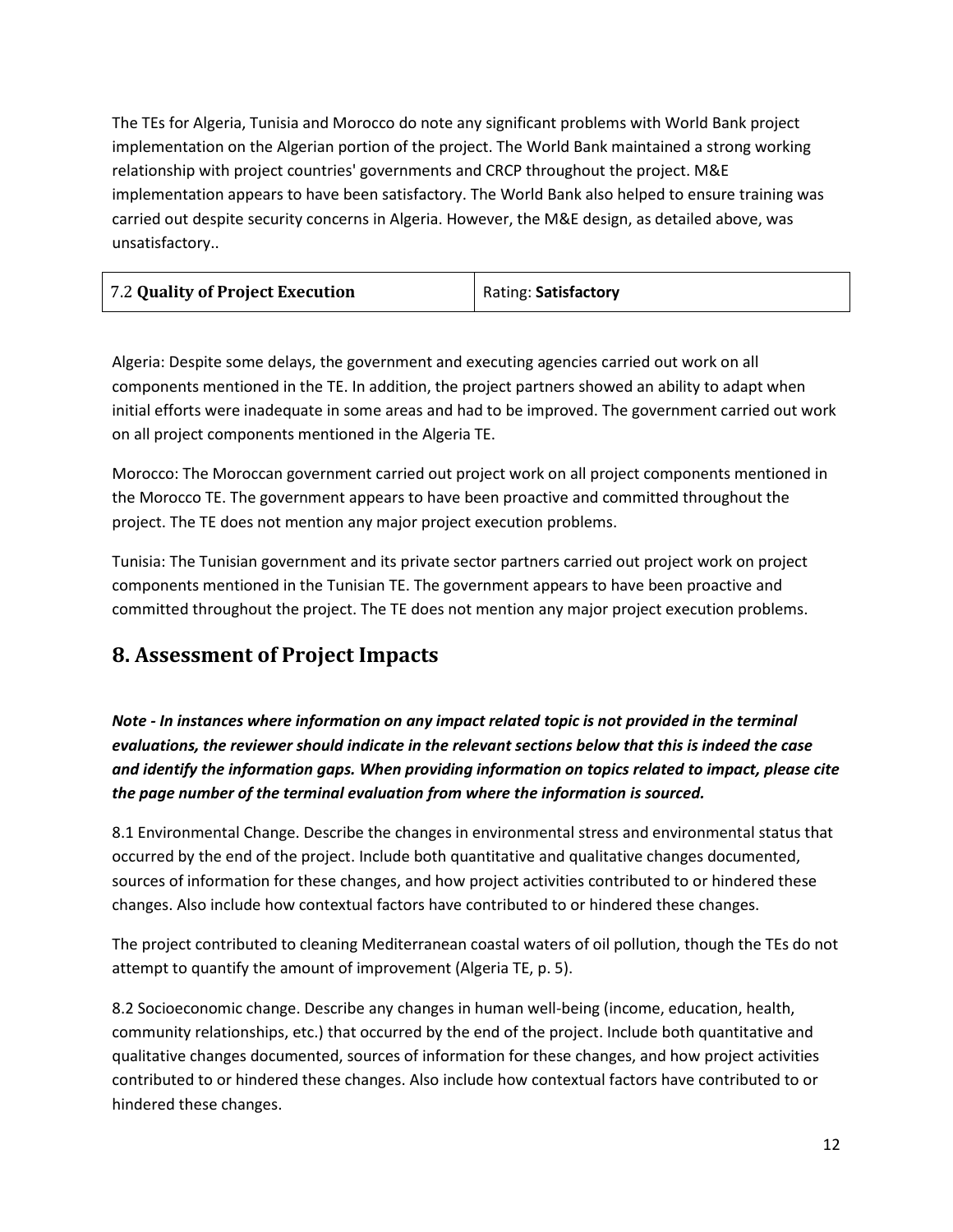The TEs for Algeria, Tunisia and Morocco do note any significant problems with World Bank project implementation on the Algerian portion of the project. The World Bank maintained a strong working relationship with project countries' governments and CRCP throughout the project. M&E implementation appears to have been satisfactory. The World Bank also helped to ensure training was carried out despite security concerns in Algeria. However, the M&E design, as detailed above, was unsatisfactory..

| 7.2 **Quality of Project Execution** | Rating: **Satisfactory** |
|---|---|

Algeria: Despite some delays, the government and executing agencies carried out work on all components mentioned in the TE. In addition, the project partners showed an ability to adapt when initial efforts were inadequate in some areas and had to be improved. The government carried out work on all project components mentioned in the Algeria TE.

Morocco: The Moroccan government carried out project work on all project components mentioned in the Morocco TE. The government appears to have been proactive and committed throughout the project. The TE does not mention any major project execution problems.

Tunisia: The Tunisian government and its private sector partners carried out project work on project components mentioned in the Tunisian TE. The government appears to have been proactive and committed throughout the project. The TE does not mention any major project execution problems.

## 8. Assessment of Project Impacts

***Note - In instances where information on any impact related topic is not provided in the terminal evaluations, the reviewer should indicate in the relevant sections below that this is indeed the case and identify the information gaps. When providing information on topics related to impact, please cite the page number of the terminal evaluation from where the information is sourced.***

8.1 Environmental Change. Describe the changes in environmental stress and environmental status that occurred by the end of the project. Include both quantitative and qualitative changes documented, sources of information for these changes, and how project activities contributed to or hindered these changes. Also include how contextual factors have contributed to or hindered these changes.

The project contributed to cleaning Mediterranean coastal waters of oil pollution, though the TEs do not attempt to quantify the amount of improvement (Algeria TE, p. 5).

8.2 Socioeconomic change. Describe any changes in human well-being (income, education, health, community relationships, etc.) that occurred by the end of the project. Include both quantitative and qualitative changes documented, sources of information for these changes, and how project activities contributed to or hindered these changes. Also include how contextual factors have contributed to or hindered these changes.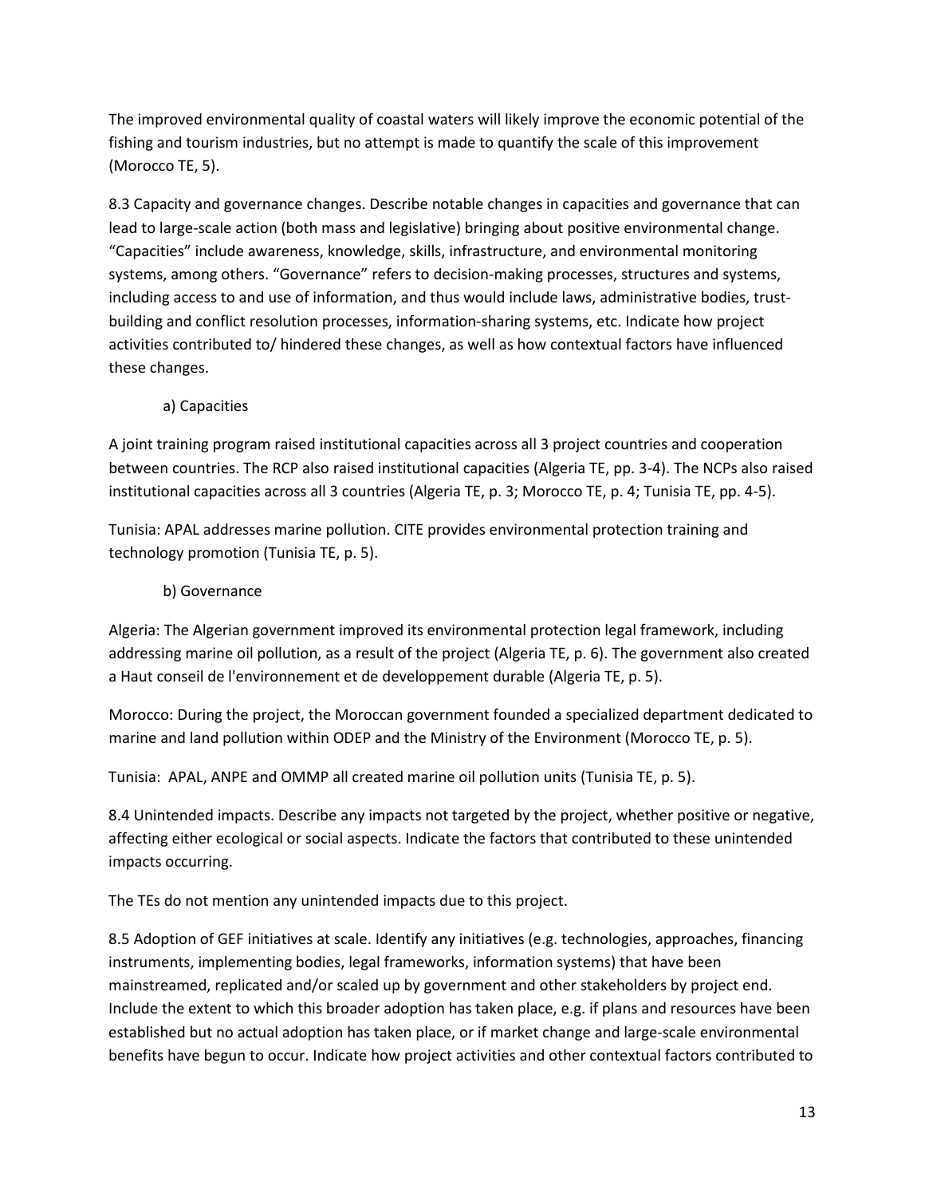The improved environmental quality of coastal waters will likely improve the economic potential of the fishing and tourism industries, but no attempt is made to quantify the scale of this improvement (Morocco TE, 5).

8.3 Capacity and governance changes. Describe notable changes in capacities and governance that can lead to large-scale action (both mass and legislative) bringing about positive environmental change. "Capacities" include awareness, knowledge, skills, infrastructure, and environmental monitoring systems, among others. "Governance" refers to decision-making processes, structures and systems, including access to and use of information, and thus would include laws, administrative bodies, trust-building and conflict resolution processes, information-sharing systems, etc. Indicate how project activities contributed to/ hindered these changes, as well as how contextual factors have influenced these changes.

a) Capacities

A joint training program raised institutional capacities across all 3 project countries and cooperation between countries. The RCP also raised institutional capacities (Algeria TE, pp. 3-4). The NCPs also raised institutional capacities across all 3 countries (Algeria TE, p. 3; Morocco TE, p. 4; Tunisia TE, pp. 4-5).

Tunisia: APAL addresses marine pollution. CITE provides environmental protection training and technology promotion (Tunisia TE, p. 5).

b) Governance

Algeria: The Algerian government improved its environmental protection legal framework, including addressing marine oil pollution, as a result of the project (Algeria TE, p. 6). The government also created a Haut conseil de l'environnement et de developpement durable (Algeria TE, p. 5).

Morocco: During the project, the Moroccan government founded a specialized department dedicated to marine and land pollution within ODEP and the Ministry of the Environment (Morocco TE, p. 5).

Tunisia: APAL, ANPE and OMMP all created marine oil pollution units (Tunisia TE, p. 5).

8.4 Unintended impacts. Describe any impacts not targeted by the project, whether positive or negative, affecting either ecological or social aspects. Indicate the factors that contributed to these unintended impacts occurring.

The TEs do not mention any unintended impacts due to this project.

8.5 Adoption of GEF initiatives at scale. Identify any initiatives (e.g. technologies, approaches, financing instruments, implementing bodies, legal frameworks, information systems) that have been mainstreamed, replicated and/or scaled up by government and other stakeholders by project end. Include the extent to which this broader adoption has taken place, e.g. if plans and resources have been established but no actual adoption has taken place, or if market change and large-scale environmental benefits have begun to occur. Indicate how project activities and other contextual factors contributed to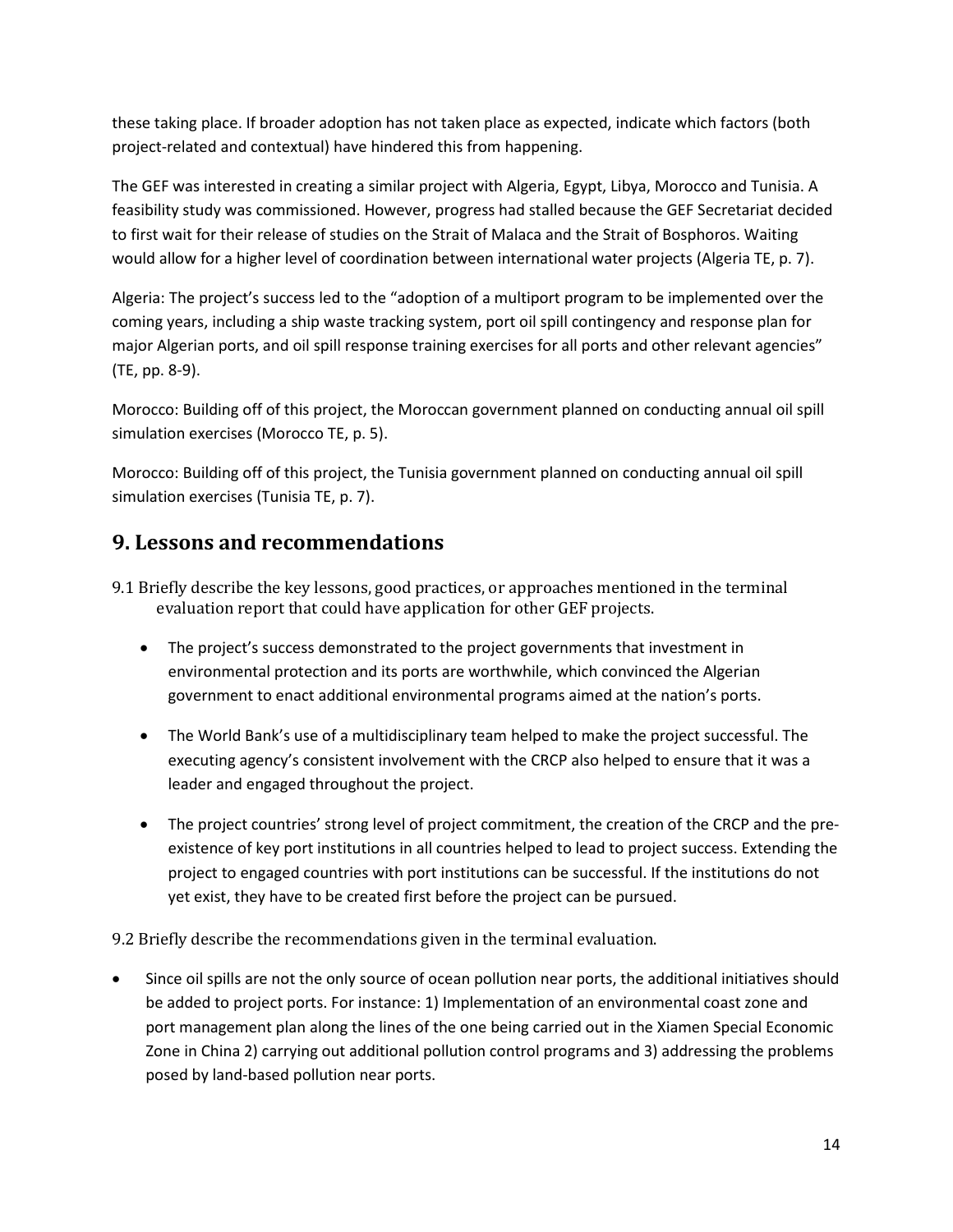these taking place. If broader adoption has not taken place as expected, indicate which factors (both project-related and contextual) have hindered this from happening.

The GEF was interested in creating a similar project with Algeria, Egypt, Libya, Morocco and Tunisia. A feasibility study was commissioned. However, progress had stalled because the GEF Secretariat decided to first wait for their release of studies on the Strait of Malaca and the Strait of Bosphoros. Waiting would allow for a higher level of coordination between international water projects (Algeria TE, p. 7).

Algeria: The project's success led to the "adoption of a multiport program to be implemented over the coming years, including a ship waste tracking system, port oil spill contingency and response plan for major Algerian ports, and oil spill response training exercises for all ports and other relevant agencies" (TE, pp. 8-9).

Morocco: Building off of this project, the Moroccan government planned on conducting annual oil spill simulation exercises (Morocco TE, p. 5).

Morocco: Building off of this project, the Tunisia government planned on conducting annual oil spill simulation exercises (Tunisia TE, p. 7).

## 9. Lessons and recommendations

9.1 Briefly describe the key lessons, good practices, or approaches mentioned in the terminal evaluation report that could have application for other GEF projects.

- The project's success demonstrated to the project governments that investment in environmental protection and its ports are worthwhile, which convinced the Algerian government to enact additional environmental programs aimed at the nation's ports.
- The World Bank's use of a multidisciplinary team helped to make the project successful. The executing agency's consistent involvement with the CRCP also helped to ensure that it was a leader and engaged throughout the project.
- The project countries' strong level of project commitment, the creation of the CRCP and the pre-existence of key port institutions in all countries helped to lead to project success. Extending the project to engaged countries with port institutions can be successful. If the institutions do not yet exist, they have to be created first before the project can be pursued.

9.2 Briefly describe the recommendations given in the terminal evaluation.

- Since oil spills are not the only source of ocean pollution near ports, the additional initiatives should be added to project ports. For instance: 1) Implementation of an environmental coast zone and port management plan along the lines of the one being carried out in the Xiamen Special Economic Zone in China 2) carrying out additional pollution control programs and 3) addressing the problems posed by land-based pollution near ports.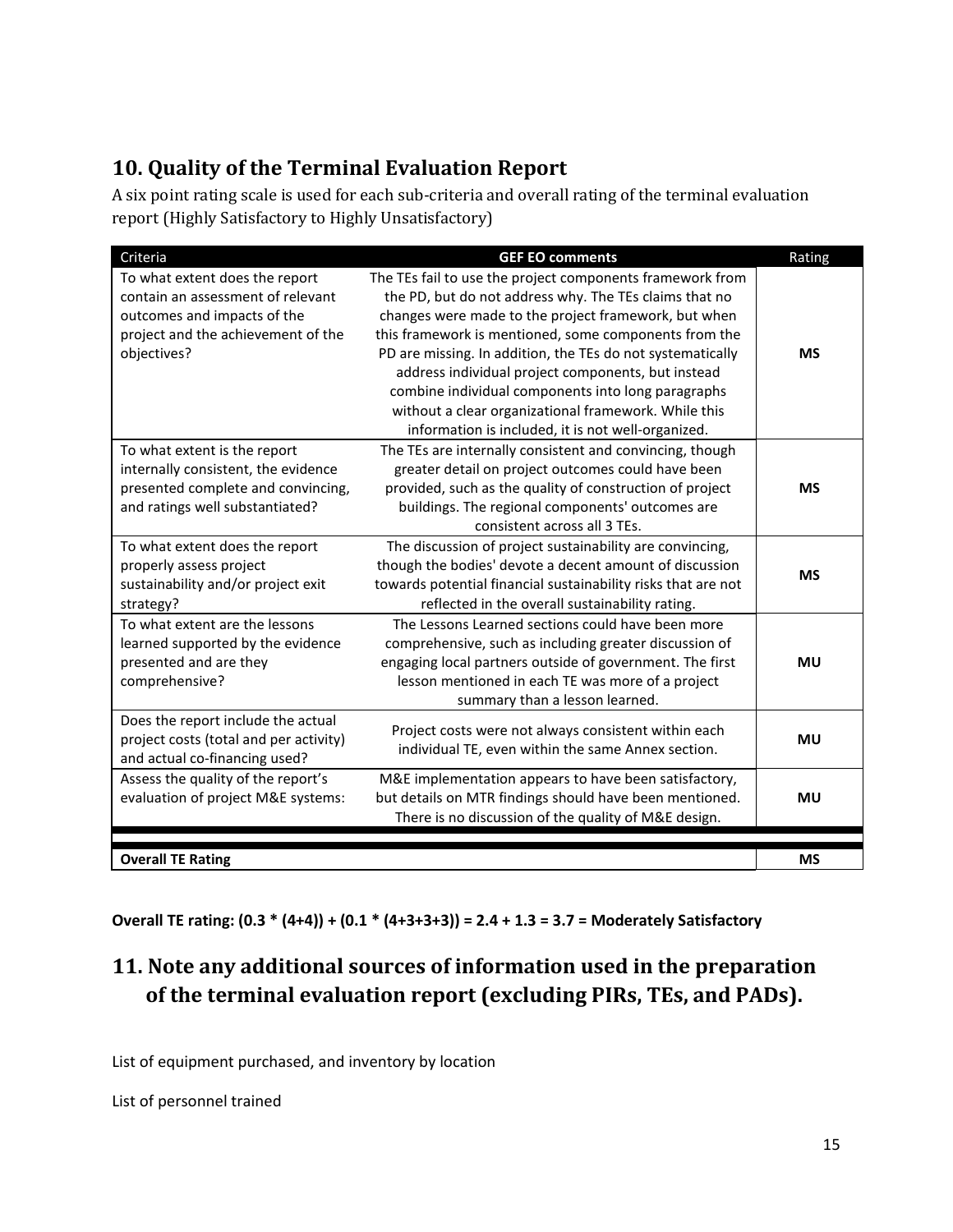## 10. Quality of the Terminal Evaluation Report

A six point rating scale is used for each sub-criteria and overall rating of the terminal evaluation report (Highly Satisfactory to Highly Unsatisfactory)

| Criteria | GEF EO comments | Rating |
|---|---|---|
| To what extent does the report contain an assessment of relevant outcomes and impacts of the project and the achievement of the objectives? | The TEs fail to use the project components framework from the PD, but do not address why. The TEs claims that no changes were made to the project framework, but when this framework is mentioned, some components from the PD are missing. In addition, the TEs do not systematically address individual project components, but instead combine individual components into long paragraphs without a clear organizational framework. While this information is included, it is not well-organized. | **MS** |
| To what extent is the report internally consistent, the evidence presented complete and convincing, and ratings well substantiated? | The TEs are internally consistent and convincing, though greater detail on project outcomes could have been provided, such as the quality of construction of project buildings. The regional components' outcomes are consistent across all 3 TEs. | **MS** |
| To what extent does the report properly assess project sustainability and/or project exit strategy? | The discussion of project sustainability are convincing, though the bodies' devote a decent amount of discussion towards potential financial sustainability risks that are not reflected in the overall sustainability rating. | **MS** |
| To what extent are the lessons learned supported by the evidence presented and are they comprehensive? | The Lessons Learned sections could have been more comprehensive, such as including greater discussion of engaging local partners outside of government. The first lesson mentioned in each TE was more of a project summary than a lesson learned. | **MU** |
| Does the report include the actual project costs (total and per activity) and actual co-financing used? | Project costs were not always consistent within each individual TE, even within the same Annex section. | **MU** |
| Assess the quality of the report's evaluation of project M&E systems: | M&E implementation appears to have been satisfactory, but details on MTR findings should have been mentioned. There is no discussion of the quality of M&E design. | **MU** |
| **Overall TE Rating** | | **MS** |

**Overall TE rating: (0.3 * (4+4)) + (0.1 * (4+3+3+3)) = 2.4 + 1.3 = 3.7 = Moderately Satisfactory**

## 11. Note any additional sources of information used in the preparation of the terminal evaluation report (excluding PIRs, TEs, and PADs).

List of equipment purchased, and inventory by location

List of personnel trained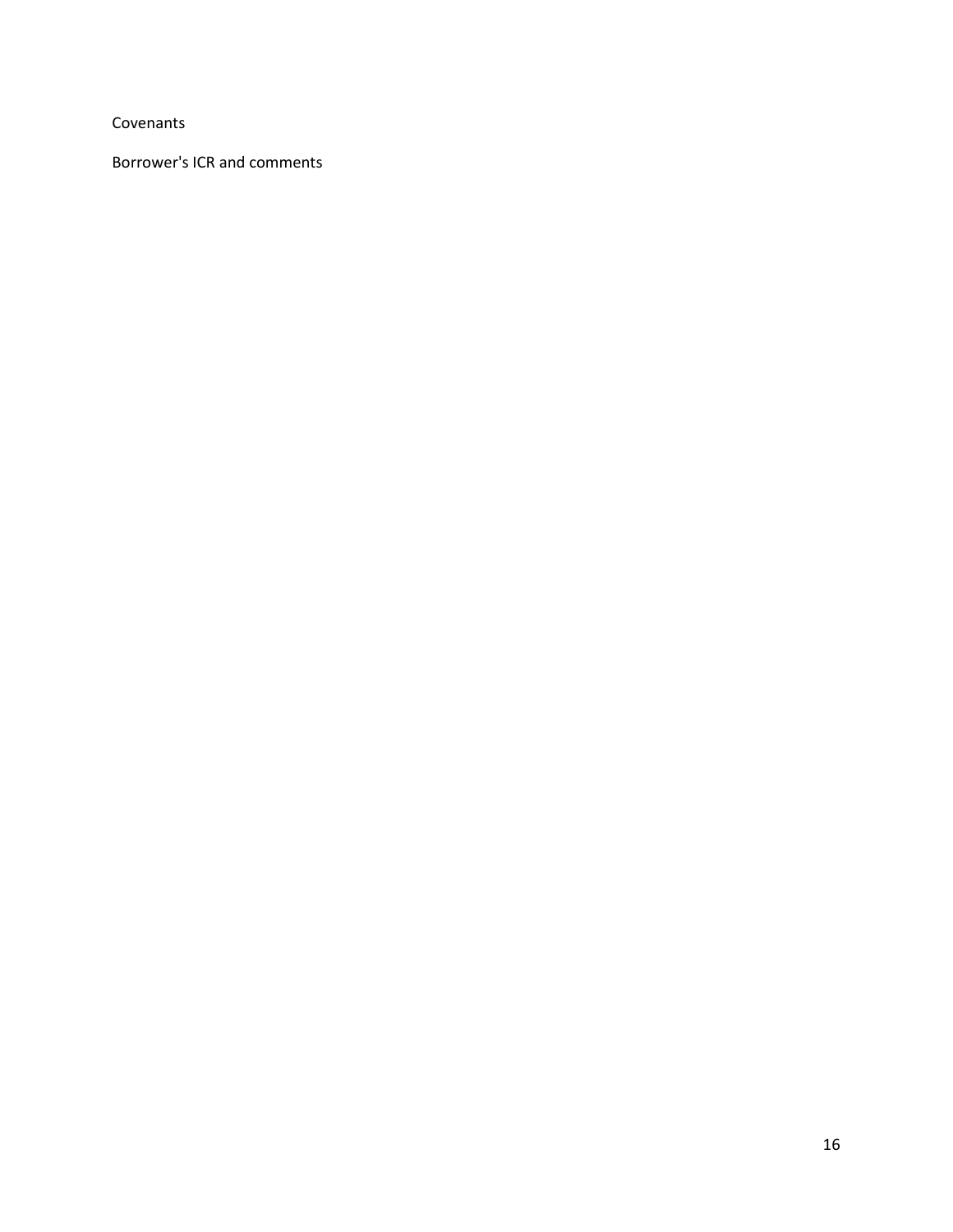Covenants

Borrower's ICR and comments